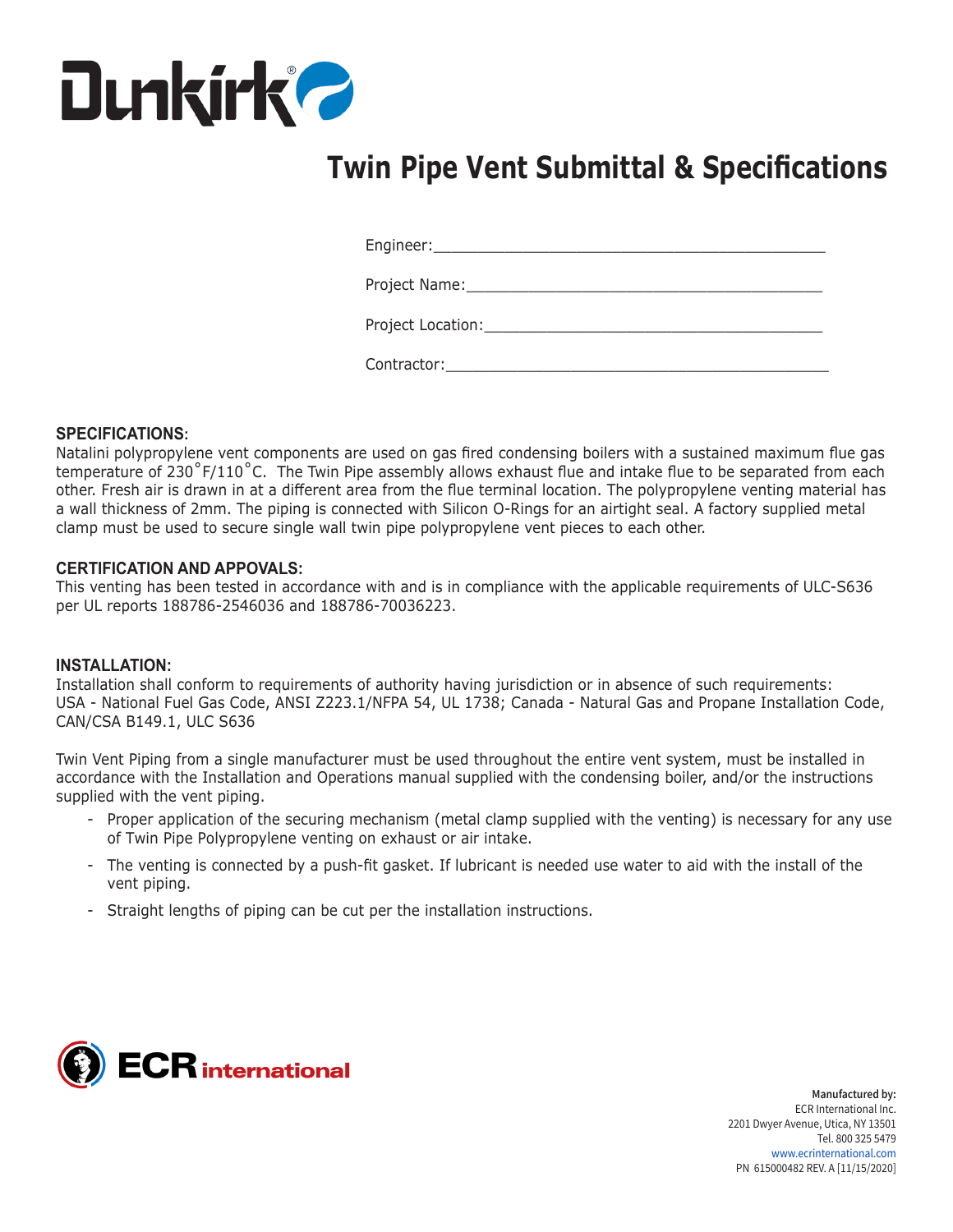Dunkirk®

# Twin Pipe Vent Submittal & Specifications

Engineer:\_\_\_\_\_\_\_\_\_\_\_\_\_\_\_\_\_\_\_\_\_\_\_\_\_\_\_\_\_\_\_\_\_\_\_\_\_\_\_\_\_\_

Project Name:\_\_\_\_\_\_\_\_\_\_\_\_\_\_\_\_\_\_\_\_\_\_\_\_\_\_\_\_\_\_\_\_\_\_\_\_\_\_

Project Location:\_\_\_\_\_\_\_\_\_\_\_\_\_\_\_\_\_\_\_\_\_\_\_\_\_\_\_\_\_\_\_\_\_\_\_\_

Contractor:\_\_\_\_\_\_\_\_\_\_\_\_\_\_\_\_\_\_\_\_\_\_\_\_\_\_\_\_\_\_\_\_\_\_\_\_\_\_\_\_\_

**SPECIFICATIONS:**
Natalini polypropylene vent components are used on gas fired condensing boilers with a sustained maximum flue gas temperature of 230˚F/110˚C. The Twin Pipe assembly allows exhaust flue and intake flue to be separated from each other. Fresh air is drawn in at a different area from the flue terminal location. The polypropylene venting material has a wall thickness of 2mm. The piping is connected with Silicon O-Rings for an airtight seal. A factory supplied metal clamp must be used to secure single wall twin pipe polypropylene vent pieces to each other.

**CERTIFICATION AND APPOVALS:**
This venting has been tested in accordance with and is in compliance with the applicable requirements of ULC-S636 per UL reports 188786-2546036 and 188786-70036223.

**INSTALLATION:**
Installation shall conform to requirements of authority having jurisdiction or in absence of such requirements:
USA - National Fuel Gas Code, ANSI Z223.1/NFPA 54, UL 1738; Canada - Natural Gas and Propane Installation Code, CAN/CSA B149.1, ULC S636

Twin Vent Piping from a single manufacturer must be used throughout the entire vent system, must be installed in accordance with the Installation and Operations manual supplied with the condensing boiler, and/or the instructions supplied with the vent piping.

- Proper application of the securing mechanism (metal clamp supplied with the venting) is necessary for any use of Twin Pipe Polypropylene venting on exhaust or air intake.
- The venting is connected by a push-fit gasket. If lubricant is needed use water to aid with the install of the vent piping.
- Straight lengths of piping can be cut per the installation instructions.

ECR international

**Manufactured by:**
ECR International Inc.
2201 Dwyer Avenue, Utica, NY 13501
Tel. 800 325 5479
www.ecrinternational.com
PN 615000482 REV. A [11/15/2020]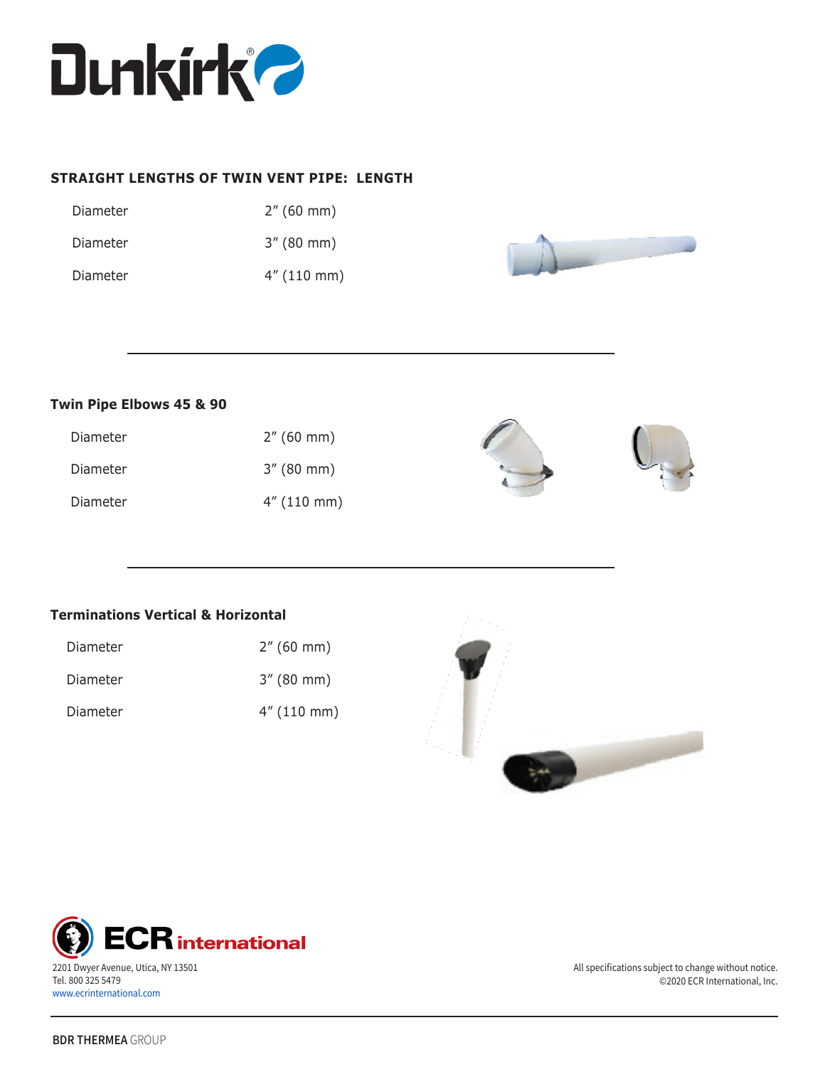## STRAIGHT LENGTHS OF TWIN VENT PIPE: LENGTH

| | |
|---|---|
| Diameter | 2″ (60 mm) |
| Diameter | 3″ (80 mm) |
| Diameter | 4″ (110 mm) |

---

## Twin Pipe Elbows 45 & 90

| | |
|---|---|
| Diameter | 2″ (60 mm) |
| Diameter | 3″ (80 mm) |
| Diameter | 4″ (110 mm) |

---

## Terminations Vertical & Horizontal

| | |
|---|---|
| Diameter | 2″ (60 mm) |
| Diameter | 3″ (80 mm) |
| Diameter | 4″ (110 mm) |

ECR international

2201 Dwyer Avenue, Utica, NY 13501
Tel. 800 325 5479
www.ecrinternational.com

All specifications subject to change without notice.
©2020 ECR International, Inc.

BDR THERMEA GROUP